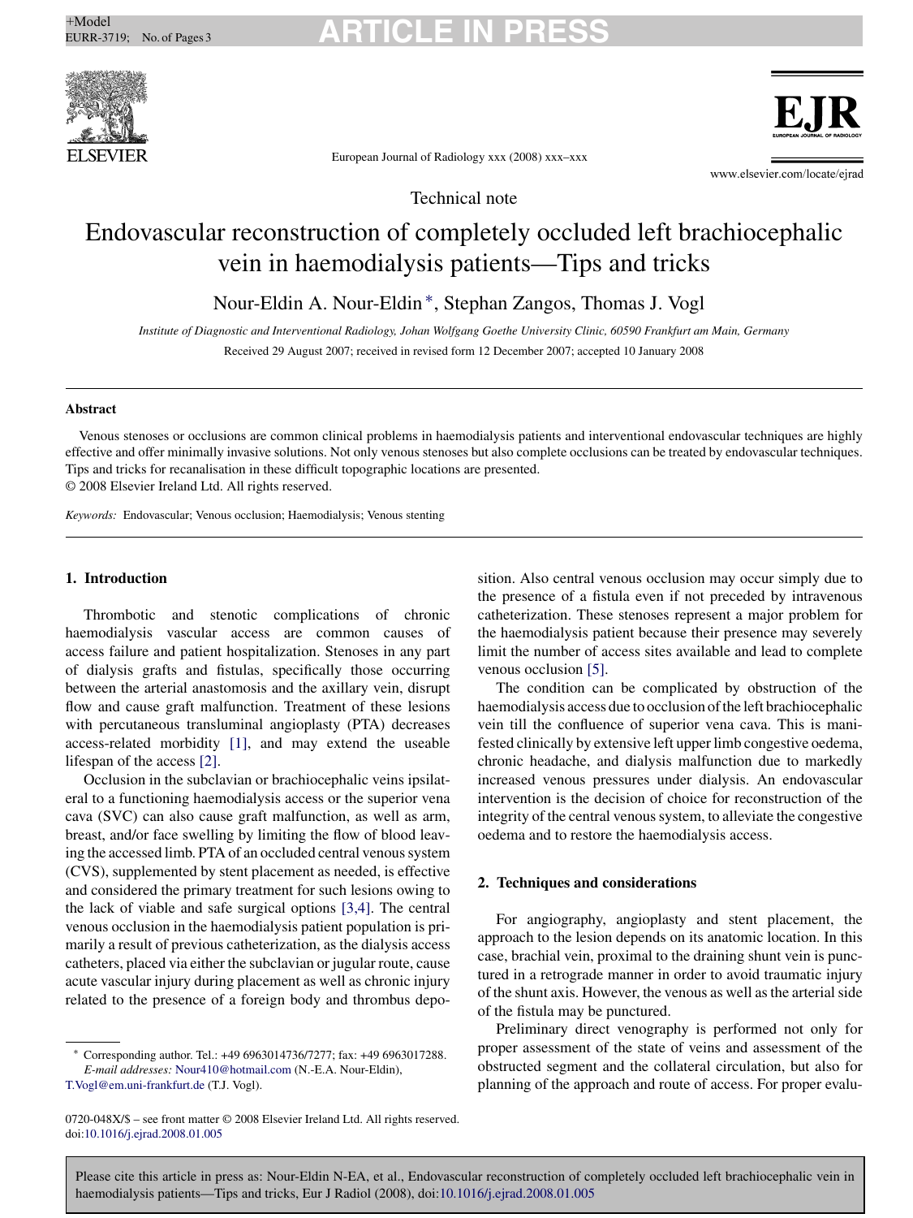Technical note

# Endovascular reconstruction of completely occluded left brachiocephalic vein in haemodialysis patients—Tips and tricks

Nour-Eldin A. Nour-Eldin*, Stephan Zangos, Thomas J. Vogl

*Institute of Diagnostic and Interventional Radiology, Johan Wolfgang Goethe University Clinic, 60590 Frankfurt am Main, Germany*

Received 29 August 2007; received in revised form 12 December 2007; accepted 10 January 2008

## Abstract

Venous stenoses or occlusions are common clinical problems in haemodialysis patients and interventional endovascular techniques are highly effective and offer minimally invasive solutions. Not only venous stenoses but also complete occlusions can be treated by endovascular techniques. Tips and tricks for recanalisation in these difficult topographic locations are presented.

© 2008 Elsevier Ireland Ltd. All rights reserved.

*Keywords:* Endovascular; Venous occlusion; Haemodialysis; Venous stenting

## 1. Introduction

Thrombotic and stenotic complications of chronic haemodialysis vascular access are common causes of access failure and patient hospitalization. Stenoses in any part of dialysis grafts and fistulas, specifically those occurring between the arterial anastomosis and the axillary vein, disrupt flow and cause graft malfunction. Treatment of these lesions with percutaneous transluminal angioplasty (PTA) decreases access-related morbidity [1], and may extend the useable lifespan of the access [2].

Occlusion in the subclavian or brachiocephalic veins ipsilateral to a functioning haemodialysis access or the superior vena cava (SVC) can also cause graft malfunction, as well as arm, breast, and/or face swelling by limiting the flow of blood leaving the accessed limb. PTA of an occluded central venous system (CVS), supplemented by stent placement as needed, is effective and considered the primary treatment for such lesions owing to the lack of viable and safe surgical options [3,4]. The central venous occlusion in the haemodialysis patient population is primarily a result of previous catheterization, as the dialysis access catheters, placed via either the subclavian or jugular route, cause acute vascular injury during placement as well as chronic injury related to the presence of a foreign body and thrombus deposition. Also central venous occlusion may occur simply due to the presence of a fistula even if not preceded by intravenous catheterization. These stenoses represent a major problem for the haemodialysis patient because their presence may severely limit the number of access sites available and lead to complete venous occlusion [5].

The condition can be complicated by obstruction of the haemodialysis access due to occlusion of the left brachiocephalic vein till the confluence of superior vena cava. This is manifested clinically by extensive left upper limb congestive oedema, chronic headache, and dialysis malfunction due to markedly increased venous pressures under dialysis. An endovascular intervention is the decision of choice for reconstruction of the integrity of the central venous system, to alleviate the congestive oedema and to restore the haemodialysis access.

## 2. Techniques and considerations

For angiography, angioplasty and stent placement, the approach to the lesion depends on its anatomic location. In this case, brachial vein, proximal to the draining shunt vein is punctured in a retrograde manner in order to avoid traumatic injury of the shunt axis. However, the venous as well as the arterial side of the fistula may be punctured.

Preliminary direct venography is performed not only for proper assessment of the state of veins and assessment of the obstructed segment and the collateral circulation, but also for planning of the approach and route of access. For proper evalu-

* Corresponding author. Tel.: +49 6963014736/7277; fax: +49 6963017288.
*E-mail addresses:* Nour410@hotmail.com (N.-E.A. Nour-Eldin), T.Vogl@em.uni-frankfurt.de (T.J. Vogl).

0720-048X/$ – see front matter © 2008 Elsevier Ireland Ltd. All rights reserved.
doi:10.1016/j.ejrad.2008.01.005

Please cite this article in press as: Nour-Eldin N-EA, et al., Endovascular reconstruction of completely occluded left brachiocephalic vein in haemodialysis patients—Tips and tricks, Eur J Radiol (2008), doi:10.1016/j.ejrad.2008.01.005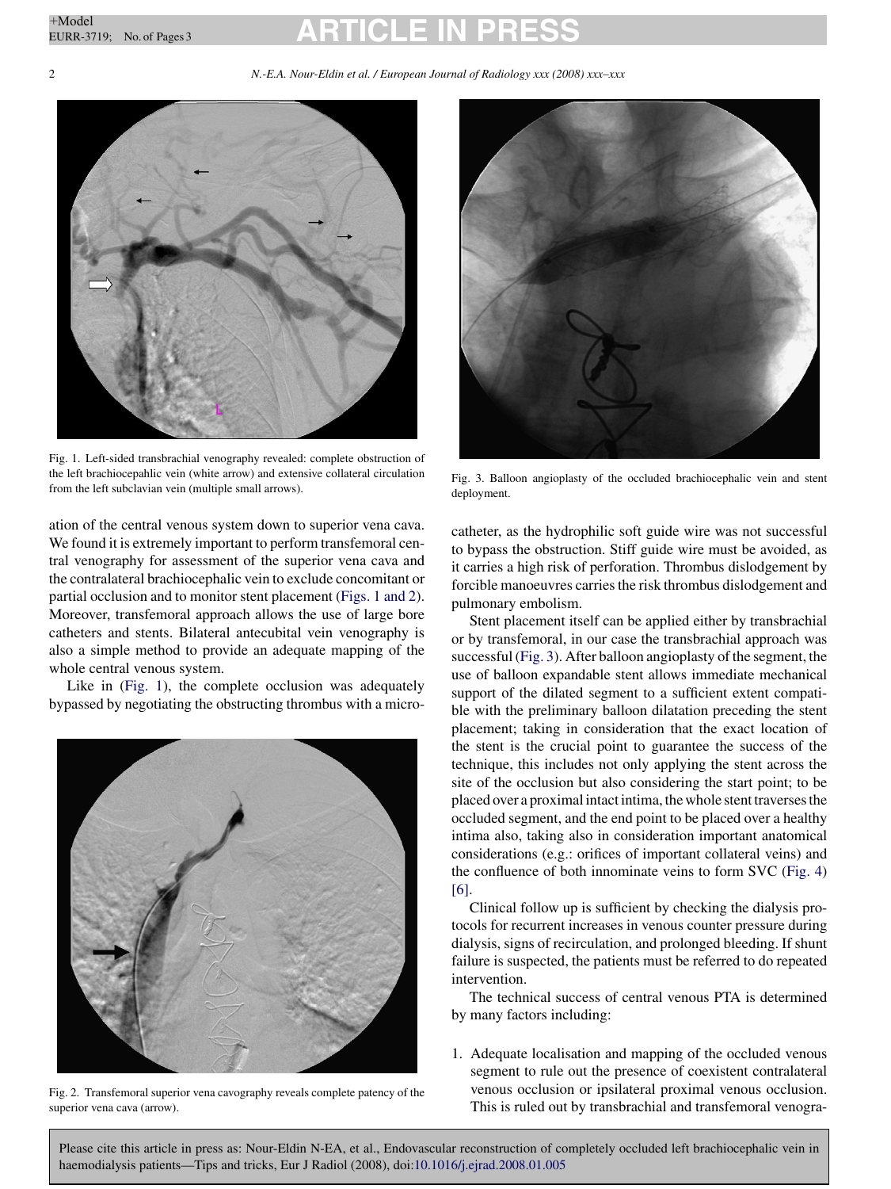Fig. 1. Left-sided transbrachial venography revealed: complete obstruction of the left brachiocepahlic vein (white arrow) and extensive collateral circulation from the left subclavian vein (multiple small arrows).

ation of the central venous system down to superior vena cava. We found it is extremely important to perform transfemoral central venography for assessment of the superior vena cava and the contralateral brachiocephalic vein to exclude concomitant or partial occlusion and to monitor stent placement (Figs. 1 and 2). Moreover, transfemoral approach allows the use of large bore catheters and stents. Bilateral antecubital vein venography is also a simple method to provide an adequate mapping of the whole central venous system.

Like in (Fig. 1), the complete occlusion was adequately bypassed by negotiating the obstructing thrombus with a microcatheter, as the hydrophilic soft guide wire was not successful to bypass the obstruction. Stiff guide wire must be avoided, as it carries a high risk of perforation. Thrombus dislodgement by forcible manoeuvres carries the risk thrombus dislodgement and pulmonary embolism.

Fig. 2. Transfemoral superior vena cavography reveals complete patency of the superior vena cava (arrow).

Fig. 3. Balloon angioplasty of the occluded brachiocephalic vein and stent deployment.

Stent placement itself can be applied either by transbrachial or by transfemoral, in our case the transbrachial approach was successful (Fig. 3). After balloon angioplasty of the segment, the use of balloon expandable stent allows immediate mechanical support of the dilated segment to a sufficient extent compatible with the preliminary balloon dilatation preceding the stent placement; taking in consideration that the exact location of the stent is the crucial point to guarantee the success of the technique, this includes not only applying the stent across the site of the occlusion but also considering the start point; to be placed over a proximal intact intima, the whole stent traverses the occluded segment, and the end point to be placed over a healthy intima also, taking also in consideration important anatomical considerations (e.g.: orifices of important collateral veins) and the confluence of both innominate veins to form SVC (Fig. 4) [6].

Clinical follow up is sufficient by checking the dialysis protocols for recurrent increases in venous counter pressure during dialysis, signs of recirculation, and prolonged bleeding. If shunt failure is suspected, the patients must be referred to do repeated intervention.

The technical success of central venous PTA is determined by many factors including:

1. Adequate localisation and mapping of the occluded venous segment to rule out the presence of coexistent contralateral venous occlusion or ipsilateral proximal venous occlusion. This is ruled out by transbrachial and transfemoral venogra-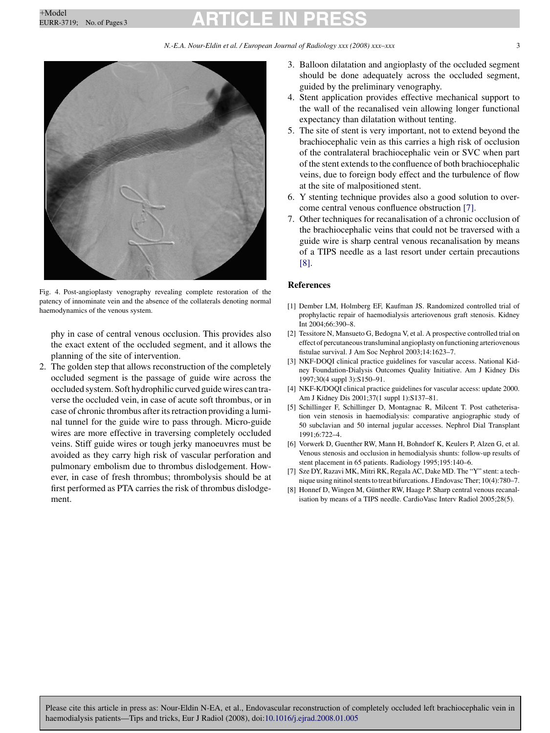Fig. 4. Post-angioplasty venography revealing complete restoration of the patency of innominate vein and the absence of the collaterals denoting normal haemodynamics of the venous system.

phy in case of central venous occlusion. This provides also the exact extent of the occluded segment, and it allows the planning of the site of intervention.

2. The golden step that allows reconstruction of the completely occluded segment is the passage of guide wire across the occluded system. Soft hydrophilic curved guide wires can traverse the occluded vein, in case of acute soft thrombus, or in case of chronic thrombus after its retraction providing a luminal tunnel for the guide wire to pass through. Micro-guide wires are more effective in traversing completely occluded veins. Stiff guide wires or tough jerky manoeuvres must be avoided as they carry high risk of vascular perforation and pulmonary embolism due to thrombus dislodgement. However, in case of fresh thrombus; thrombolysis should be at first performed as PTA carries the risk of thrombus dislodgement.
3. Balloon dilatation and angioplasty of the occluded segment should be done adequately across the occluded segment, guided by the preliminary venography.
4. Stent application provides effective mechanical support to the wall of the recanalised vein allowing longer functional expectancy than dilatation without tenting.
5. The site of stent is very important, not to extend beyond the brachiocephalic vein as this carries a high risk of occlusion of the contralateral brachiocephalic vein or SVC when part of the stent extends to the confluence of both brachiocephalic veins, due to foreign body effect and the turbulence of flow at the site of malpositioned stent.
6. Y stenting technique provides also a good solution to overcome central venous confluence obstruction [7].
7. Other techniques for recanalisation of a chronic occlusion of the brachiocephalic veins that could not be traversed with a guide wire is sharp central venous recanalisation by means of a TIPS needle as a last resort under certain precautions [8].

## References

[1] Dember LM, Holmberg EF, Kaufman JS. Randomized controlled trial of prophylactic repair of haemodialysis arteriovenous graft stenosis. Kidney Int 2004;66:390–8.

[2] Tessitore N, Mansueto G, Bedogna V, et al. A prospective controlled trial on effect of percutaneous transluminal angioplasty on functioning arteriovenous fistulae survival. J Am Soc Nephrol 2003;14:1623–7.

[3] NKF-DOQI clinical practice guidelines for vascular access. National Kidney Foundation-Dialysis Outcomes Quality Initiative. Am J Kidney Dis 1997;30(4 suppl 3):S150–91.

[4] NKF-K/DOQI clinical practice guidelines for vascular access: update 2000. Am J Kidney Dis 2001;37(1 suppl 1):S137–81.

[5] Schillinger F, Schillinger D, Montagnac R, Milcent T. Post catheterisation vein stenosis in haemodialysis: comparative angiographic study of 50 subclavian and 50 internal jugular accesses. Nephrol Dial Transplant 1991;6:722–4.

[6] Vorwerk D, Guenther RW, Mann H, Bohndorf K, Keulers P, Alzen G, et al. Venous stenosis and occlusion in hemodialysis shunts: follow-up results of stent placement in 65 patients. Radiology 1995;195:140–6.

[7] Sze DY, Razavi MK, Mitri RK, Regala AC, Dake MD. The "Y" stent: a technique using nitinol stents to treat bifurcations. J Endovasc Ther; 10(4):780–7.

[8] Honnef D, Wingen M, Günther RW, Haage P. Sharp central venous recanalisation by means of a TIPS needle. CardioVasc Interv Radiol 2005;28(5).

Please cite this article in press as: Nour-Eldin N-EA, et al., Endovascular reconstruction of completely occluded left brachiocephalic vein in haemodialysis patients—Tips and tricks, Eur J Radiol (2008), doi:10.1016/j.ejrad.2008.01.005